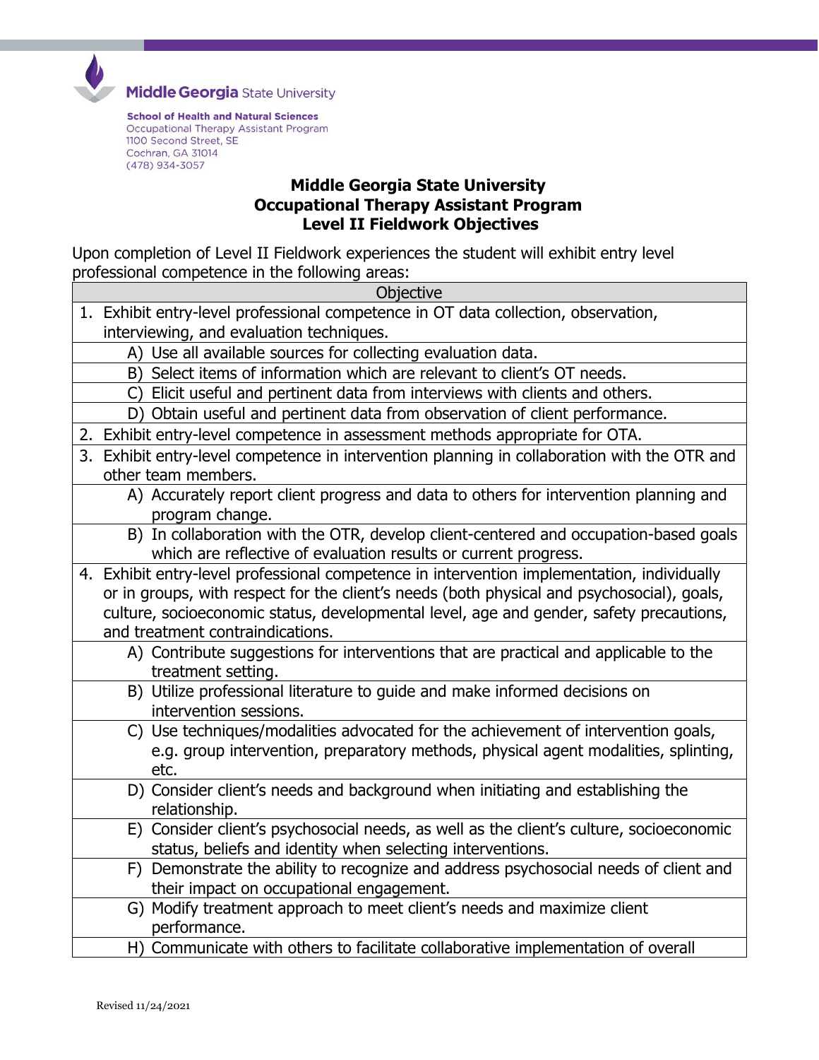Middle Georgia State University

**School of Health and Natural Sciences**
Occupational Therapy Assistant Program
1100 Second Street, SE
Cochran, GA 31014
(478) 934-3057

# Middle Georgia State University
## Occupational Therapy Assistant Program
## Level II Fieldwork Objectives

Upon completion of Level II Fieldwork experiences the student will exhibit entry level professional competence in the following areas:

| Objective |
|---|
| 1. Exhibit entry-level professional competence in OT data collection, observation, interviewing, and evaluation techniques. |
| A) Use all available sources for collecting evaluation data. |
| B) Select items of information which are relevant to client's OT needs. |
| C) Elicit useful and pertinent data from interviews with clients and others. |
| D) Obtain useful and pertinent data from observation of client performance. |
| 2. Exhibit entry-level competence in assessment methods appropriate for OTA. |
| 3. Exhibit entry-level competence in intervention planning in collaboration with the OTR and other team members. |
| A) Accurately report client progress and data to others for intervention planning and program change. |
| B) In collaboration with the OTR, develop client-centered and occupation-based goals which are reflective of evaluation results or current progress. |
| 4. Exhibit entry-level professional competence in intervention implementation, individually or in groups, with respect for the client's needs (both physical and psychosocial), goals, culture, socioeconomic status, developmental level, age and gender, safety precautions, and treatment contraindications. |
| A) Contribute suggestions for interventions that are practical and applicable to the treatment setting. |
| B) Utilize professional literature to guide and make informed decisions on intervention sessions. |
| C) Use techniques/modalities advocated for the achievement of intervention goals, e.g. group intervention, preparatory methods, physical agent modalities, splinting, etc. |
| D) Consider client's needs and background when initiating and establishing the relationship. |
| E) Consider client's psychosocial needs, as well as the client's culture, socioeconomic status, beliefs and identity when selecting interventions. |
| F) Demonstrate the ability to recognize and address psychosocial needs of client and their impact on occupational engagement. |
| G) Modify treatment approach to meet client's needs and maximize client performance. |
| H) Communicate with others to facilitate collaborative implementation of overall |

Revised 11/24/2021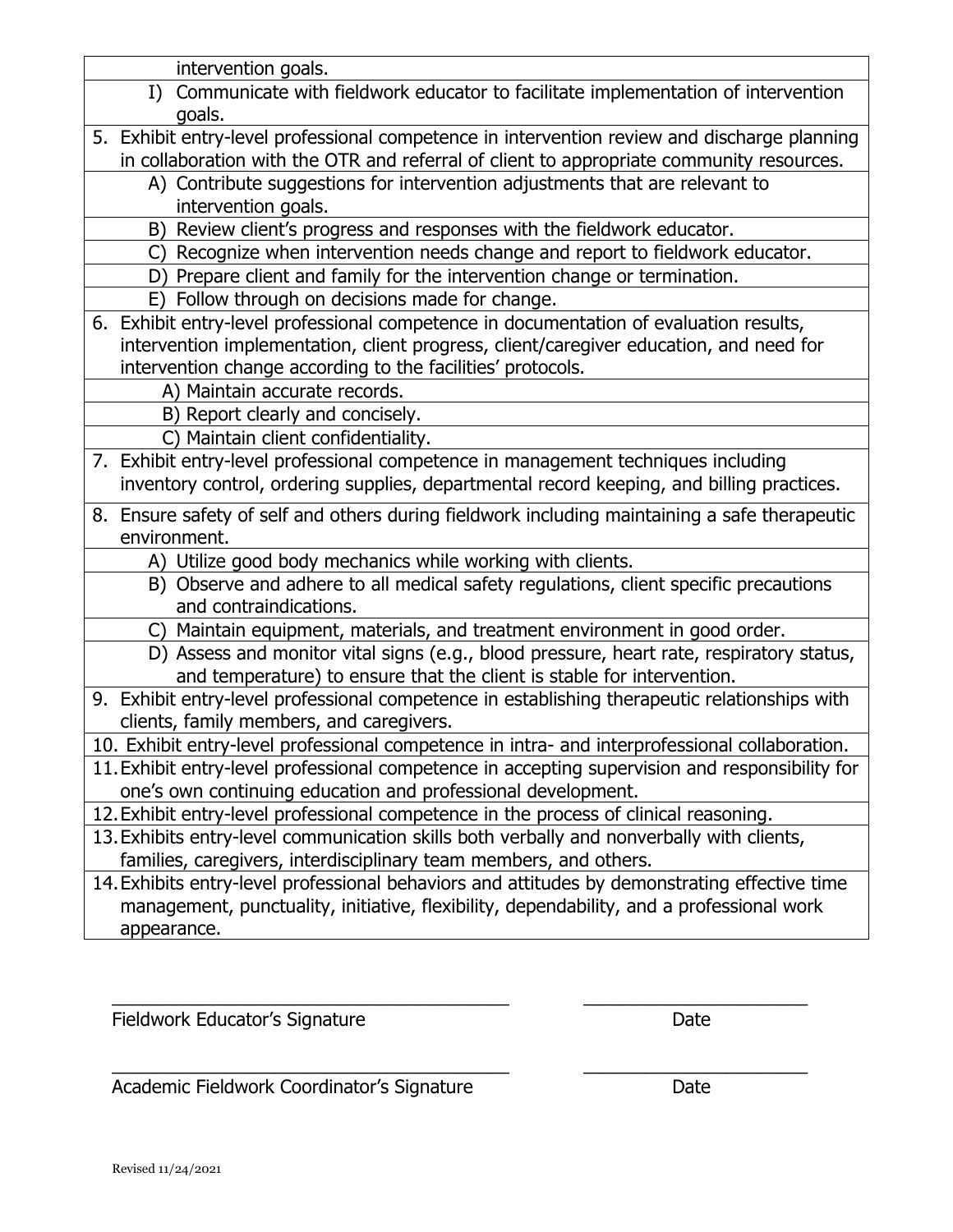| |
|---|
| intervention goals. |
| I) Communicate with fieldwork educator to facilitate implementation of intervention goals. |
| 5. Exhibit entry-level professional competence in intervention review and discharge planning in collaboration with the OTR and referral of client to appropriate community resources. |
| A) Contribute suggestions for intervention adjustments that are relevant to intervention goals. |
| B) Review client's progress and responses with the fieldwork educator. |
| C) Recognize when intervention needs change and report to fieldwork educator. |
| D) Prepare client and family for the intervention change or termination. |
| E) Follow through on decisions made for change. |
| 6. Exhibit entry-level professional competence in documentation of evaluation results, intervention implementation, client progress, client/caregiver education, and need for intervention change according to the facilities' protocols. |
| A) Maintain accurate records. |
| B) Report clearly and concisely. |
| C) Maintain client confidentiality. |
| 7. Exhibit entry-level professional competence in management techniques including inventory control, ordering supplies, departmental record keeping, and billing practices. |
| 8. Ensure safety of self and others during fieldwork including maintaining a safe therapeutic environment. |
| A) Utilize good body mechanics while working with clients. |
| B) Observe and adhere to all medical safety regulations, client specific precautions and contraindications. |
| C) Maintain equipment, materials, and treatment environment in good order. |
| D) Assess and monitor vital signs (e.g., blood pressure, heart rate, respiratory status, and temperature) to ensure that the client is stable for intervention. |
| 9. Exhibit entry-level professional competence in establishing therapeutic relationships with clients, family members, and caregivers. |
| 10. Exhibit entry-level professional competence in intra- and interprofessional collaboration. |
| 11. Exhibit entry-level professional competence in accepting supervision and responsibility for one's own continuing education and professional development. |
| 12. Exhibit entry-level professional competence in the process of clinical reasoning. |
| 13. Exhibits entry-level communication skills both verbally and nonverbally with clients, families, caregivers, interdisciplinary team members, and others. |
| 14. Exhibits entry-level professional behaviors and attitudes by demonstrating effective time management, punctuality, initiative, flexibility, dependability, and a professional work appearance. |

_____________________________________ _____________________

Fieldwork Educator's Signature Date

_____________________________________ _____________________

Academic Fieldwork Coordinator's Signature Date

Revised 11/24/2021